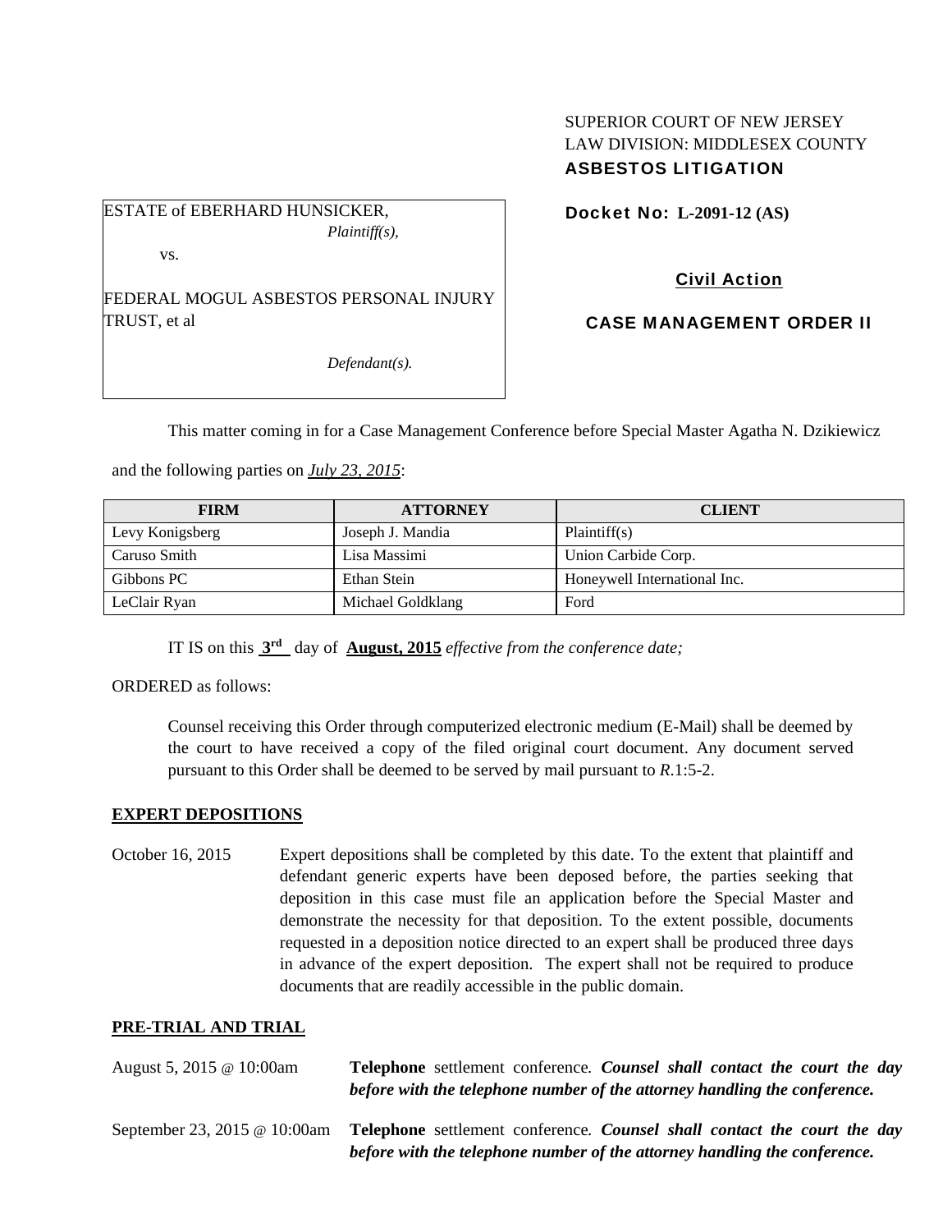SUPERIOR COURT OF NEW JERSEY
LAW DIVISION: MIDDLESEX COUNTY
**ASBESTOS LITIGATION**

ESTATE of EBERHARD HUNSICKER,
*Plaintiff(s),*

vs.

FEDERAL MOGUL ASBESTOS PERSONAL INJURY TRUST, et al

*Defendant(s).*

**Docket No: L-2091-12 (AS)**

**Civil Action**

**CASE MANAGEMENT ORDER II**

This matter coming in for a Case Management Conference before Special Master Agatha N. Dzikiewicz and the following parties on *July 23, 2015*:

| FIRM | ATTORNEY | CLIENT |
|---|---|---|
| Levy Konigsberg | Joseph J. Mandia | Plaintiff(s) |
| Caruso Smith | Lisa Massimi | Union Carbide Corp. |
| Gibbons PC | Ethan Stein | Honeywell International Inc. |
| LeClair Ryan | Michael Goldklang | Ford |

IT IS on this **3rd** day of **August, 2015** *effective from the conference date;*

ORDERED as follows:

Counsel receiving this Order through computerized electronic medium (E-Mail) shall be deemed by the court to have received a copy of the filed original court document. Any document served pursuant to this Order shall be deemed to be served by mail pursuant to *R*.1:5-2.

## EXPERT DEPOSITIONS

October 16, 2015 — Expert depositions shall be completed by this date. To the extent that plaintiff and defendant generic experts have been deposed before, the parties seeking that deposition in this case must file an application before the Special Master and demonstrate the necessity for that deposition. To the extent possible, documents requested in a deposition notice directed to an expert shall be produced three days in advance of the expert deposition. The expert shall not be required to produce documents that are readily accessible in the public domain.

## PRE-TRIAL AND TRIAL

August 5, 2015 @ 10:00am — **Telephone** settlement conference. ***Counsel shall contact the court the day before with the telephone number of the attorney handling the conference.***

September 23, 2015 @ 10:00am — **Telephone** settlement conference. ***Counsel shall contact the court the day before with the telephone number of the attorney handling the conference.***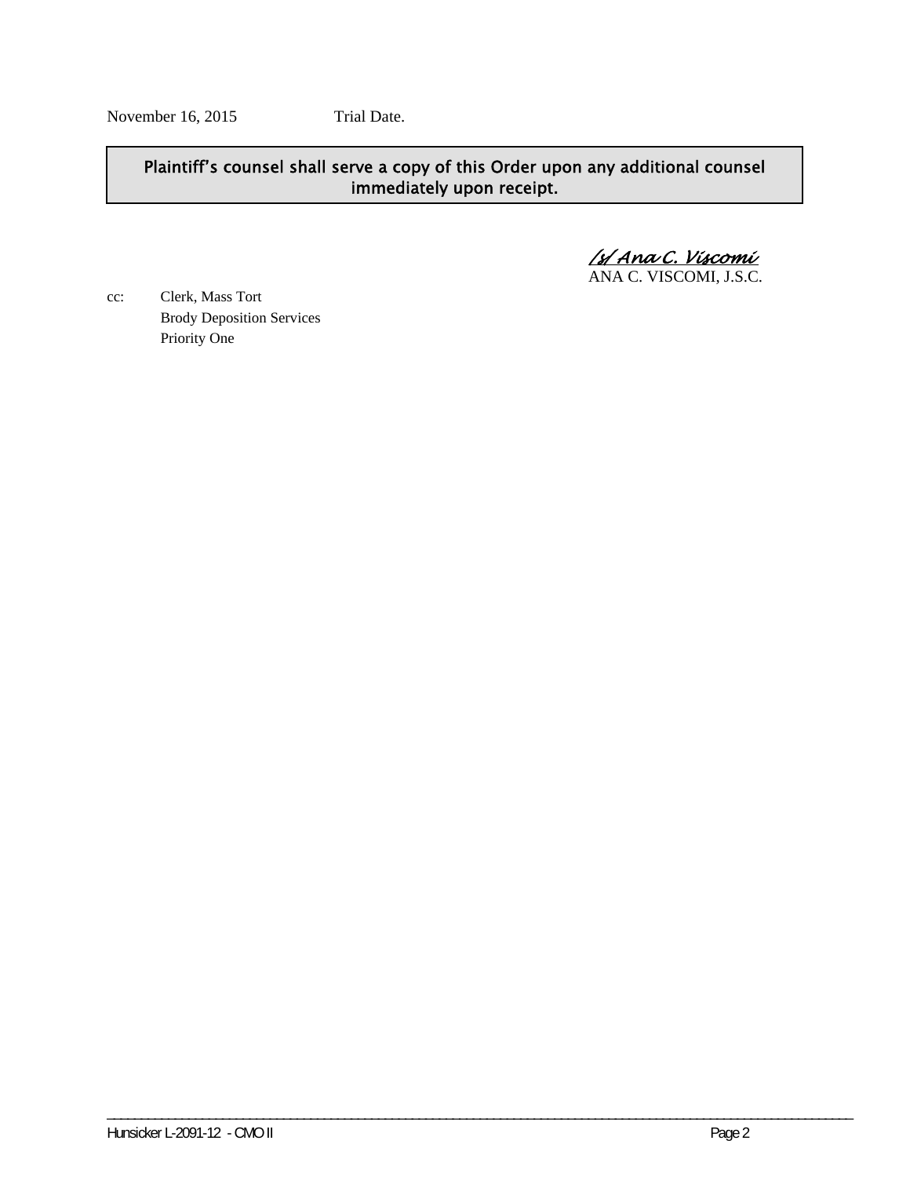November 16, 2015 Trial Date.

**Plaintiff's counsel shall serve a copy of this Order upon any additional counsel immediately upon receipt.**

*/s/ Ana C. Viscomi*
ANA C. VISCOMI, J.S.C.

cc: Clerk, Mass Tort
Brody Deposition Services
Priority One